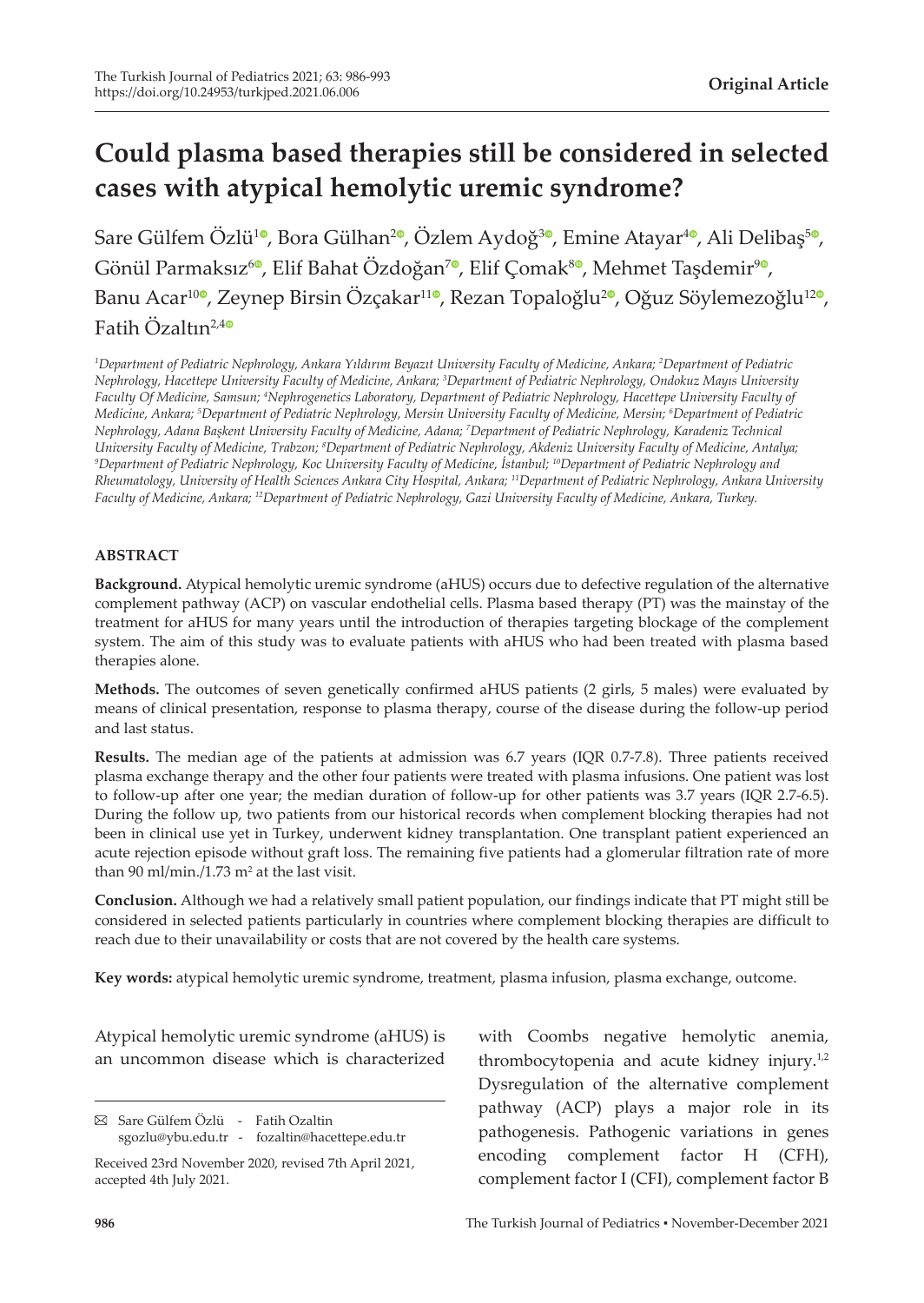Original Article

# Could plasma based therapies still be considered in selected cases with atypical hemolytic uremic syndrome?

Sare Gülfem Özlü[1], Bora Gülhan[2], Özlem Aydoğ[3], Emine Atayar[4], Ali Delibaş[5], Gönül Parmaksız[6], Elif Bahat Özdoğan[7], Elif Çomak[8], Mehmet Taşdemir[9], Banu Acar[10], Zeynep Birsin Özçakar[11], Rezan Topaloğlu[2], Oğuz Söylemezoğlu[12], Fatih Özaltın[2,4]

*[1]Department of Pediatric Nephrology, Ankara Yıldırım Beyazıt University Faculty of Medicine, Ankara; [2]Department of Pediatric Nephrology, Hacettepe University Faculty of Medicine, Ankara; [3]Department of Pediatric Nephrology, Ondokuz Mayıs University Faculty Of Medicine, Samsun; [4]Nephrogenetics Laboratory, Department of Pediatric Nephrology, Hacettepe University Faculty of Medicine, Ankara; [5]Department of Pediatric Nephrology, Mersin University Faculty of Medicine, Mersin; [6]Department of Pediatric Nephrology, Adana Başkent University Faculty of Medicine, Adana; [7]Department of Pediatric Nephrology, Karadeniz Technical University Faculty of Medicine, Trabzon; [8]Department of Pediatric Nephrology, Akdeniz University Faculty of Medicine, Antalya; [9]Department of Pediatric Nephrology, Koc University Faculty of Medicine, İstanbul; [10]Department of Pediatric Nephrology and Rheumatology, University of Health Sciences Ankara City Hospital, Ankara; [11]Department of Pediatric Nephrology, Ankara University Faculty of Medicine, Ankara; [12]Department of Pediatric Nephrology, Gazi University Faculty of Medicine, Ankara, Turkey.*

## ABSTRACT

**Background.** Atypical hemolytic uremic syndrome (aHUS) occurs due to defective regulation of the alternative complement pathway (ACP) on vascular endothelial cells. Plasma based therapy (PT) was the mainstay of the treatment for aHUS for many years until the introduction of therapies targeting blockage of the complement system. The aim of this study was to evaluate patients with aHUS who had been treated with plasma based therapies alone.

**Methods.** The outcomes of seven genetically confirmed aHUS patients (2 girls, 5 males) were evaluated by means of clinical presentation, response to plasma therapy, course of the disease during the follow-up period and last status.

**Results.** The median age of the patients at admission was 6.7 years (IQR 0.7-7.8). Three patients received plasma exchange therapy and the other four patients were treated with plasma infusions. One patient was lost to follow-up after one year; the median duration of follow-up for other patients was 3.7 years (IQR 2.7-6.5). During the follow up, two patients from our historical records when complement blocking therapies had not been in clinical use yet in Turkey, underwent kidney transplantation. One transplant patient experienced an acute rejection episode without graft loss. The remaining five patients had a glomerular filtration rate of more than 90 ml/min./1.73 m$^2$ at the last visit.

**Conclusion.** Although we had a relatively small patient population, our findings indicate that PT might still be considered in selected patients particularly in countries where complement blocking therapies are difficult to reach due to their unavailability or costs that are not covered by the health care systems.

**Key words:** atypical hemolytic uremic syndrome, treatment, plasma infusion, plasma exchange, outcome.

Atypical hemolytic uremic syndrome (aHUS) is an uncommon disease which is characterized with Coombs negative hemolytic anemia, thrombocytopenia and acute kidney injury.[1,2] Dysregulation of the alternative complement pathway (ACP) plays a major role in its pathogenesis. Pathogenic variations in genes encoding complement factor H (CFH), complement factor I (CFI), complement factor B

✉ Sare Gülfem Özlü - Fatih Ozaltin
sgozlu@ybu.edu.tr - fozaltin@hacettepe.edu.tr

Received 23rd November 2020, revised 7th April 2021, accepted 4th July 2021.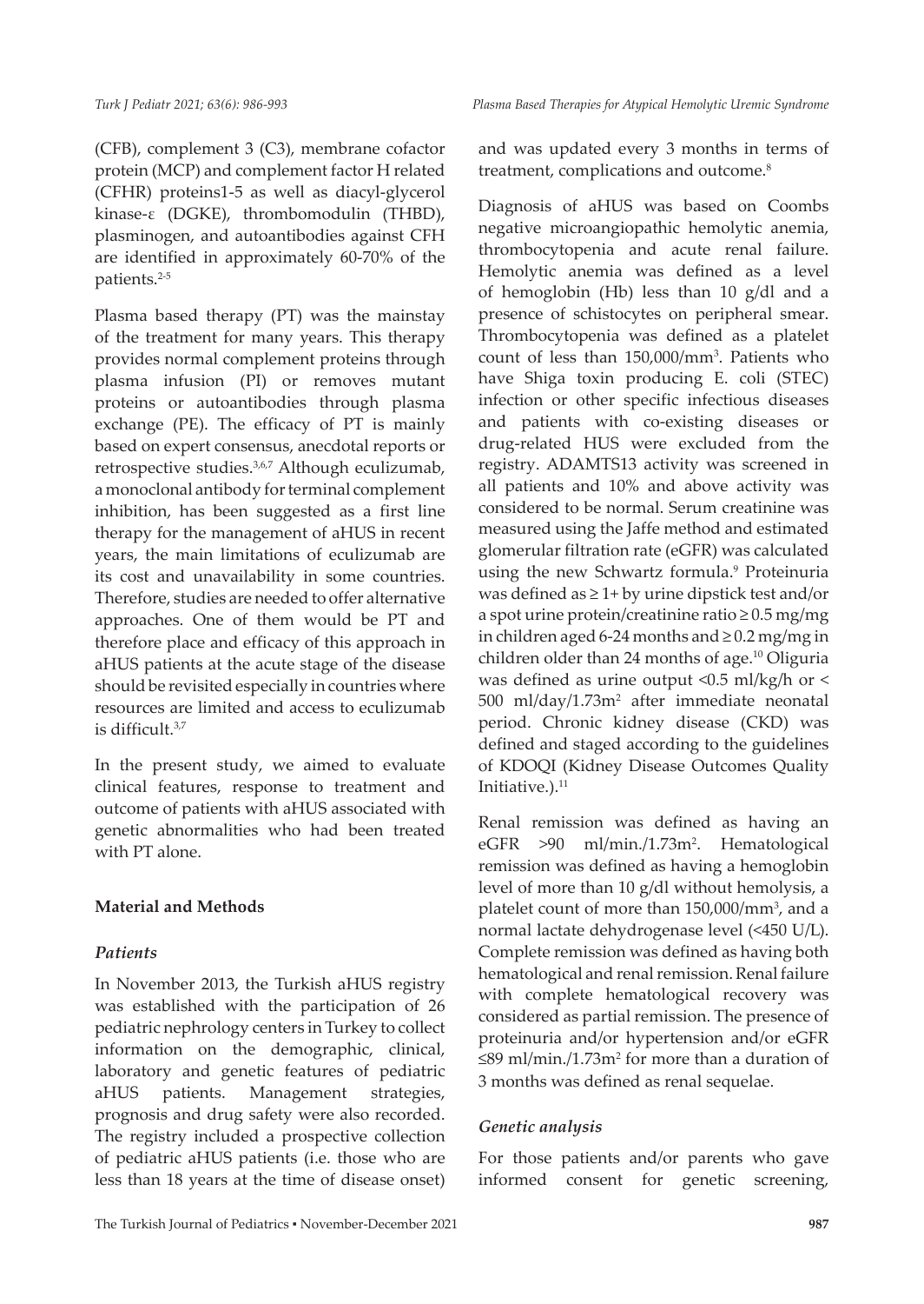(CFB), complement 3 (C3), membrane cofactor protein (MCP) and complement factor H related (CFHR) proteins1-5 as well as diacyl-glycerol kinase-ε (DGKE), thrombomodulin (THBD), plasminogen, and autoantibodies against CFH are identified in approximately 60-70% of the patients.[2-5]

Plasma based therapy (PT) was the mainstay of the treatment for many years. This therapy provides normal complement proteins through plasma infusion (PI) or removes mutant proteins or autoantibodies through plasma exchange (PE). The efficacy of PT is mainly based on expert consensus, anecdotal reports or retrospective studies.[3,6,7] Although eculizumab, a monoclonal antibody for terminal complement inhibition, has been suggested as a first line therapy for the management of aHUS in recent years, the main limitations of eculizumab are its cost and unavailability in some countries. Therefore, studies are needed to offer alternative approaches. One of them would be PT and therefore place and efficacy of this approach in aHUS patients at the acute stage of the disease should be revisited especially in countries where resources are limited and access to eculizumab is difficult.[3,7]

In the present study, we aimed to evaluate clinical features, response to treatment and outcome of patients with aHUS associated with genetic abnormalities who had been treated with PT alone.

## Material and Methods

### *Patients*

In November 2013, the Turkish aHUS registry was established with the participation of 26 pediatric nephrology centers in Turkey to collect information on the demographic, clinical, laboratory and genetic features of pediatric aHUS patients. Management strategies, prognosis and drug safety were also recorded. The registry included a prospective collection of pediatric aHUS patients (i.e. those who are less than 18 years at the time of disease onset) and was updated every 3 months in terms of treatment, complications and outcome.[8]

Diagnosis of aHUS was based on Coombs negative microangiopathic hemolytic anemia, thrombocytopenia and acute renal failure. Hemolytic anemia was defined as a level of hemoglobin (Hb) less than 10 g/dl and a presence of schistocytes on peripheral smear. Thrombocytopenia was defined as a platelet count of less than 150,000/mm$^3$. Patients who have Shiga toxin producing E. coli (STEC) infection or other specific infectious diseases and patients with co-existing diseases or drug-related HUS were excluded from the registry. ADAMTS13 activity was screened in all patients and 10% and above activity was considered to be normal. Serum creatinine was measured using the Jaffe method and estimated glomerular filtration rate (eGFR) was calculated using the new Schwartz formula.[9] Proteinuria was defined as $\geq 1+$ by urine dipstick test and/or a spot urine protein/creatinine ratio $\geq 0.5$ mg/mg in children aged 6-24 months and $\geq 0.2$ mg/mg in children older than 24 months of age.[10] Oliguria was defined as urine output <0.5 ml/kg/h or < 500 ml/day/1.73m$^2$ after immediate neonatal period. Chronic kidney disease (CKD) was defined and staged according to the guidelines of KDOQI (Kidney Disease Outcomes Quality Initiative.).[11]

Renal remission was defined as having an eGFR >90 ml/min./1.73m$^2$. Hematological remission was defined as having a hemoglobin level of more than 10 g/dl without hemolysis, a platelet count of more than 150,000/mm$^3$, and a normal lactate dehydrogenase level (<450 U/L). Complete remission was defined as having both hematological and renal remission. Renal failure with complete hematological recovery was considered as partial remission. The presence of proteinuria and/or hypertension and/or eGFR ≤89 ml/min./1.73m$^2$ for more than a duration of 3 months was defined as renal sequelae.

### *Genetic analysis*

For those patients and/or parents who gave informed consent for genetic screening,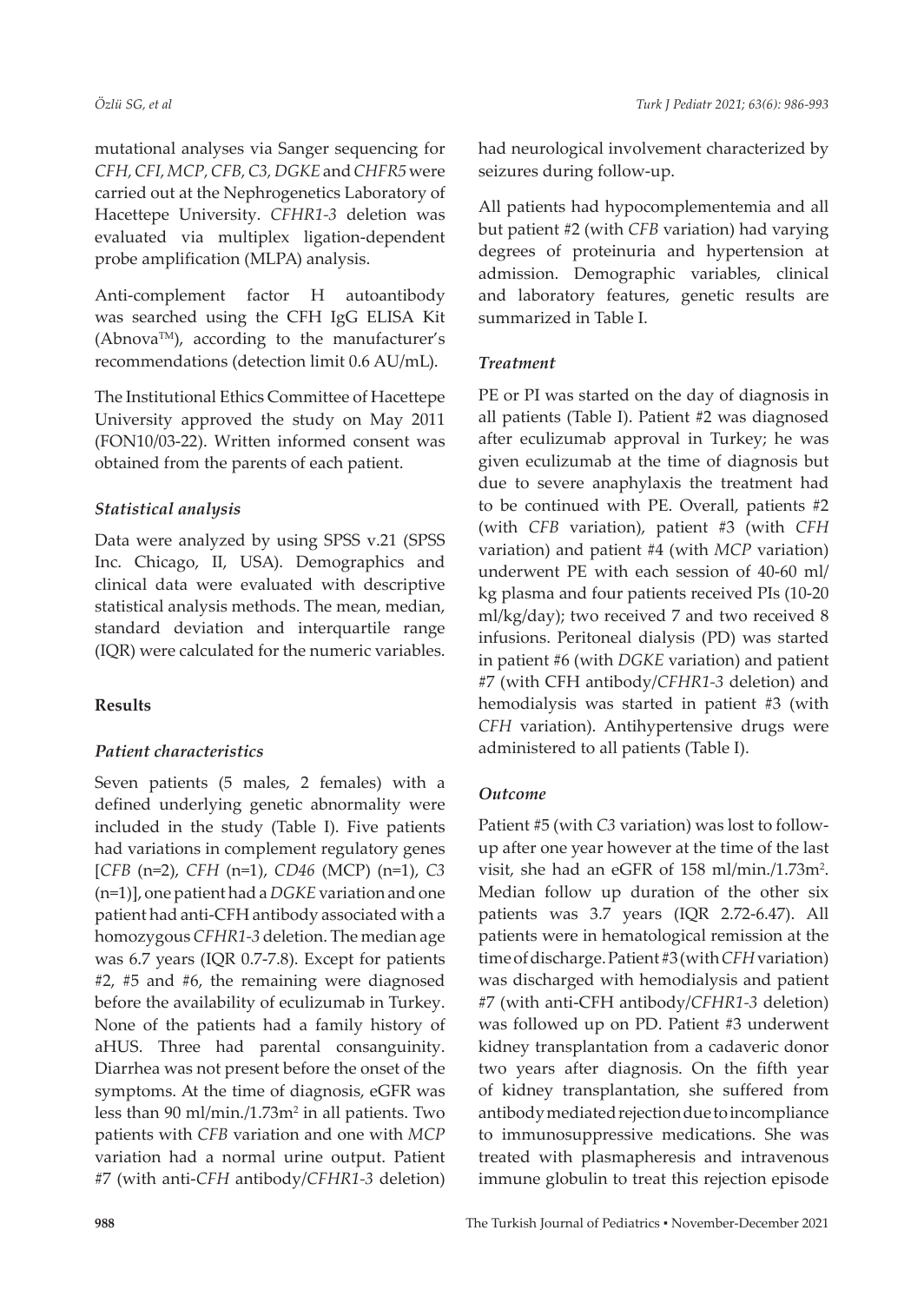mutational analyses via Sanger sequencing for *CFH, CFI, MCP, CFB, C3, DGKE* and *CHFR5* were carried out at the Nephrogenetics Laboratory of Hacettepe University. *CFHR1-3* deletion was evaluated via multiplex ligation-dependent probe amplification (MLPA) analysis.

Anti-complement factor H autoantibody was searched using the CFH IgG ELISA Kit (Abnova™), according to the manufacturer's recommendations (detection limit 0.6 AU/mL).

The Institutional Ethics Committee of Hacettepe University approved the study on May 2011 (FON10/03-22). Written informed consent was obtained from the parents of each patient.

### *Statistical analysis*

Data were analyzed by using SPSS v.21 (SPSS Inc. Chicago, II, USA). Demographics and clinical data were evaluated with descriptive statistical analysis methods. The mean, median, standard deviation and interquartile range (IQR) were calculated for the numeric variables.

## Results

### *Patient characteristics*

Seven patients (5 males, 2 females) with a defined underlying genetic abnormality were included in the study (Table I). Five patients had variations in complement regulatory genes [*CFB* (n=2), *CFH* (n=1), *CD46* (MCP) (n=1), *C3* (n=1)], one patient had a *DGKE* variation and one patient had anti-CFH antibody associated with a homozygous *CFHR1-3* deletion. The median age was 6.7 years (IQR 0.7-7.8). Except for patients #2, #5 and #6, the remaining were diagnosed before the availability of eculizumab in Turkey. None of the patients had a family history of aHUS. Three had parental consanguinity. Diarrhea was not present before the onset of the symptoms. At the time of diagnosis, eGFR was less than 90 ml/min./1.73m$^2$ in all patients. Two patients with *CFB* variation and one with *MCP* variation had a normal urine output. Patient #7 (with anti-*CFH* antibody/*CFHR1-3* deletion) had neurological involvement characterized by seizures during follow-up.

All patients had hypocomplementemia and all but patient #2 (with *CFB* variation) had varying degrees of proteinuria and hypertension at admission. Demographic variables, clinical and laboratory features, genetic results are summarized in Table I.

### *Treatment*

PE or PI was started on the day of diagnosis in all patients (Table I). Patient #2 was diagnosed after eculizumab approval in Turkey; he was given eculizumab at the time of diagnosis but due to severe anaphylaxis the treatment had to be continued with PE. Overall, patients #2 (with *CFB* variation), patient #3 (with *CFH* variation) and patient #4 (with *MCP* variation) underwent PE with each session of 40-60 ml/kg plasma and four patients received PIs (10-20 ml/kg/day); two received 7 and two received 8 infusions. Peritoneal dialysis (PD) was started in patient #6 (with *DGKE* variation) and patient #7 (with CFH antibody/*CFHR1-3* deletion) and hemodialysis was started in patient #3 (with *CFH* variation). Antihypertensive drugs were administered to all patients (Table I).

### *Outcome*

Patient #5 (with *C3* variation) was lost to follow-up after one year however at the time of the last visit, she had an eGFR of 158 ml/min./1.73m$^2$. Median follow up duration of the other six patients was 3.7 years (IQR 2.72-6.47). All patients were in hematological remission at the time of discharge. Patient #3 (with *CFH* variation) was discharged with hemodialysis and patient #7 (with anti-CFH antibody/*CFHR1-3* deletion) was followed up on PD. Patient #3 underwent kidney transplantation from a cadaveric donor two years after diagnosis. On the fifth year of kidney transplantation, she suffered from antibody mediated rejection due to incompliance to immunosuppressive medications. She was treated with plasmapheresis and intravenous immune globulin to treat this rejection episode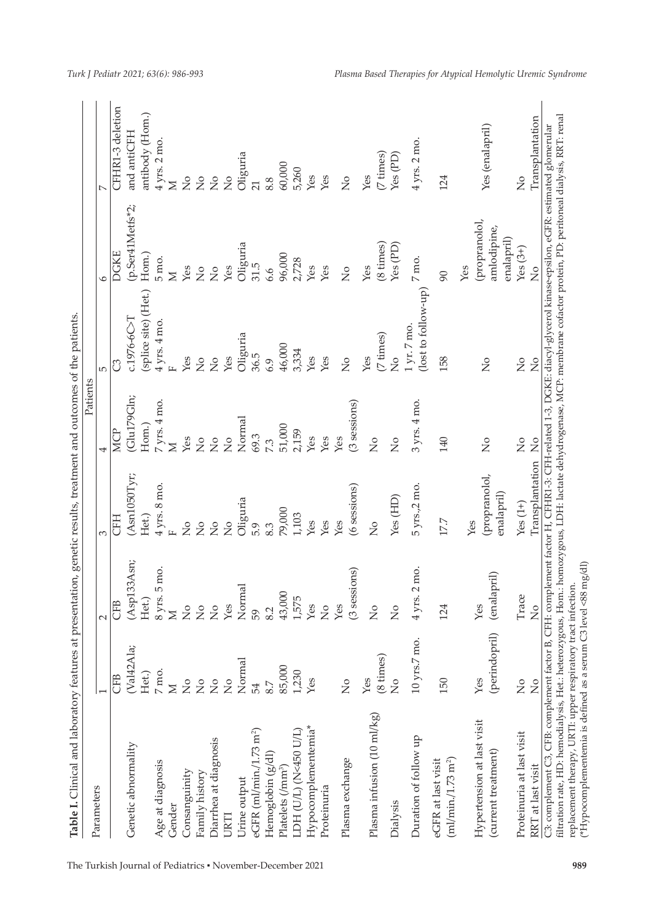**Table I.** Clinical and laboratory features at presentation, genetic results, treatment and outcomes of the patients.

| Parameters | Patients | | | | | | |
|---|---|---|---|---|---|---|---|
| | 1 | 2 | 3 | 4 | 5 | 6 | 7 |
| Genetic abnormality | CFB (Val42Ala; Het.) | CFB (Asp133Asn; Het.) | CFH (Asn1050Tyr; Het.) | MCP (Glu179Gln; Hom.) | C3 c.1976-6C>T (splice site) (Het.) | DGKE (p.Ser41Metfs*2; Hom.) | CFHR1-3 deletion and antiCFH antibody (Hom.) |
| Age at diagnosis | 7 mo. | 8 yrs. 5 mo. | 4 yrs. 8 mo. | 7 yrs. 4 mo. | 4 yrs. 4 mo. | 5 mo. | 4 yrs. 2 mo. |
| Gender | M | M | F | M | F | M | M |
| Consanguinity | No | No | No | Yes | Yes | Yes | No |
| Family history | No | No | No | No | No | No | No |
| Diarrhea at diagnosis | No | No | No | No | No | No | No |
| URTI | No | Yes | No | No | Yes | Yes | No |
| Urine output | Normal | Normal | Oliguria | Normal | Oliguria | Oliguria | Oliguria |
| eGFR (ml/min/1.73 m²) | 54 | 59 | 5.9 | 69.3 | 36.5 | 31.5 | 21 |
| Hemoglobin (g/dl) | 8.7 | 8.2 | 8.3 | 7.3 | 6.9 | 6.6 | 8.8 |
| Platelets (/mm³) | 85,000 | 43,000 | 79,000 | 51,000 | 46,000 | 96,000 | 60,000 |
| LDH (U/L) (N<450 U/L) | 1,230 | 1,575 | 1,103 | 2,159 | 3,334 | 2,728 | 5,260 |
| Hypocomplementemia* | Yes | Yes | Yes | Yes | Yes | Yes | Yes |
| Proteinuria | | No | Yes | Yes | Yes | Yes | Yes |
| Plasma exchange | No | Yes (3 sessions) | Yes (6 sessions) | Yes (3 sessions) | No | No | No |
| Plasma infusion (10 ml/kg) | Yes (8 times) | No | No | No | Yes (7 times) | Yes (8 times) | Yes (7 times) |
| Dialysis | No | No | Yes (HD) | No | No | Yes (PD) | Yes (PD) |
| Duration of follow up | 10 yrs.7 mo. | 4 yrs. 2 mo. | 5 yrs.,2 mo. | 3 yrs. 4 mo. | 1 yr. 7 mo. (lost to follow-up) | 7 mo. | 4 yrs. 2 mo. |
| eGFR at last visit (ml/min./1.73 m²) | 150 | 124 | 17.7 | 140 | 158 | 90 | 124 |
| Hypertension at last visit (current treatment) | Yes (perindopril) | Yes (enalapril) | Yes (propranolol, enalapril) | No | No | Yes (propranolol, amlodipine, enalapril) | Yes (enalapril) |
| Proteinuria at last visit | No | Trace | Yes (1+) | No | No | Yes (3+) | No |
| RRT at last visit | No | No | Transplantation | No | No | No | Transplantation |

C3: complement C3, CFB: complement factor B, CFH: complement factor H, CFHR1-3: CFH-related 1-3, DGKE: diacyl-glycerol kinase-epsilon, eGFR: estimated glomerular filtration rate, HD: hemodialysis, Het.: heterozygous, Hom.: homozygous, LDH: lactate dehydrogenase, MCP: membrane cofactor protein, PD: peritoneal dialysis, RRT: renal replacement therapy, URTI: upper respiratory tract infection.
(*Hypocomplementemia is defined as a serum C3 level <88 mg/dl)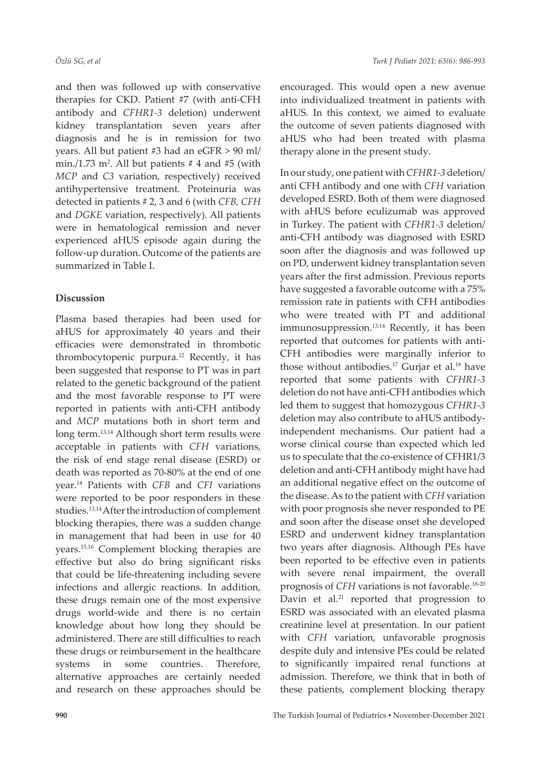and then was followed up with conservative therapies for CKD. Patient #7 (with anti-CFH antibody and *CFHR1-3* deletion) underwent kidney transplantation seven years after diagnosis and he is in remission for two years. All but patient #3 had an eGFR > 90 ml/min./1.73 m$^2$. All but patients # 4 and #5 (with *MCP* and *C3* variation, respectively) received antihypertensive treatment. Proteinuria was detected in patients # 2, 3 and 6 (with *CFB, CFH* and *DGKE* variation, respectively). All patients were in hematological remission and never experienced aHUS episode again during the follow-up duration. Outcome of the patients are summarized in Table I.

## Discussion

Plasma based therapies had been used for aHUS for approximately 40 years and their efficacies were demonstrated in thrombotic thrombocytopenic purpura.[12] Recently, it has been suggested that response to PT was in part related to the genetic background of the patient and the most favorable response to PT were reported in patients with anti-CFH antibody and *MCP* mutations both in short term and long term.[13,14] Although short term results were acceptable in patients with *CFH* variations, the risk of end stage renal disease (ESRD) or death was reported as 70-80% at the end of one year.[14] Patients with *CFB* and *CFI* variations were reported to be poor responders in these studies.[13,14] After the introduction of complement blocking therapies, there was a sudden change in management that had been in use for 40 years.[15,16] Complement blocking therapies are effective but also do bring significant risks that could be life-threatening including severe infections and allergic reactions. In addition, these drugs remain one of the most expensive drugs world-wide and there is no certain knowledge about how long they should be administered. There are still difficulties to reach these drugs or reimbursement in the healthcare systems in some countries. Therefore, alternative approaches are certainly needed and research on these approaches should be encouraged. This would open a new avenue into individualized treatment in patients with aHUS. In this context, we aimed to evaluate the outcome of seven patients diagnosed with aHUS who had been treated with plasma therapy alone in the present study.

In our study, one patient with *CFHR1-3* deletion/anti CFH antibody and one with *CFH* variation developed ESRD. Both of them were diagnosed with aHUS before eculizumab was approved in Turkey. The patient with *CFHR1-3* deletion/anti-CFH antibody was diagnosed with ESRD soon after the diagnosis and was followed up on PD, underwent kidney transplantation seven years after the first admission. Previous reports have suggested a favorable outcome with a 75% remission rate in patients with CFH antibodies who were treated with PT and additional immunosuppression.[13,14] Recently, it has been reported that outcomes for patients with anti-CFH antibodies were marginally inferior to those without antibodies.[17] Gurjar et al.[18] have reported that some patients with *CFHR1-3* deletion do not have anti-CFH antibodies which led them to suggest that homozygous *CFHR1-3* deletion may also contribute to aHUS antibody-independent mechanisms. Our patient had a worse clinical course than expected which led us to speculate that the co-existence of CFHR1/3 deletion and anti-CFH antibody might have had an additional negative effect on the outcome of the disease. As to the patient with *CFH* variation with poor prognosis she never responded to PE and soon after the disease onset she developed ESRD and underwent kidney transplantation two years after diagnosis. Although PEs have been reported to be effective even in patients with severe renal impairment, the overall prognosis of *CFH* variations is not favorable.[18-20] Davin et al.[21] reported that progression to ESRD was associated with an elevated plasma creatinine level at presentation. In our patient with *CFH* variation, unfavorable prognosis despite duly and intensive PEs could be related to significantly impaired renal functions at admission. Therefore, we think that in both of these patients, complement blocking therapy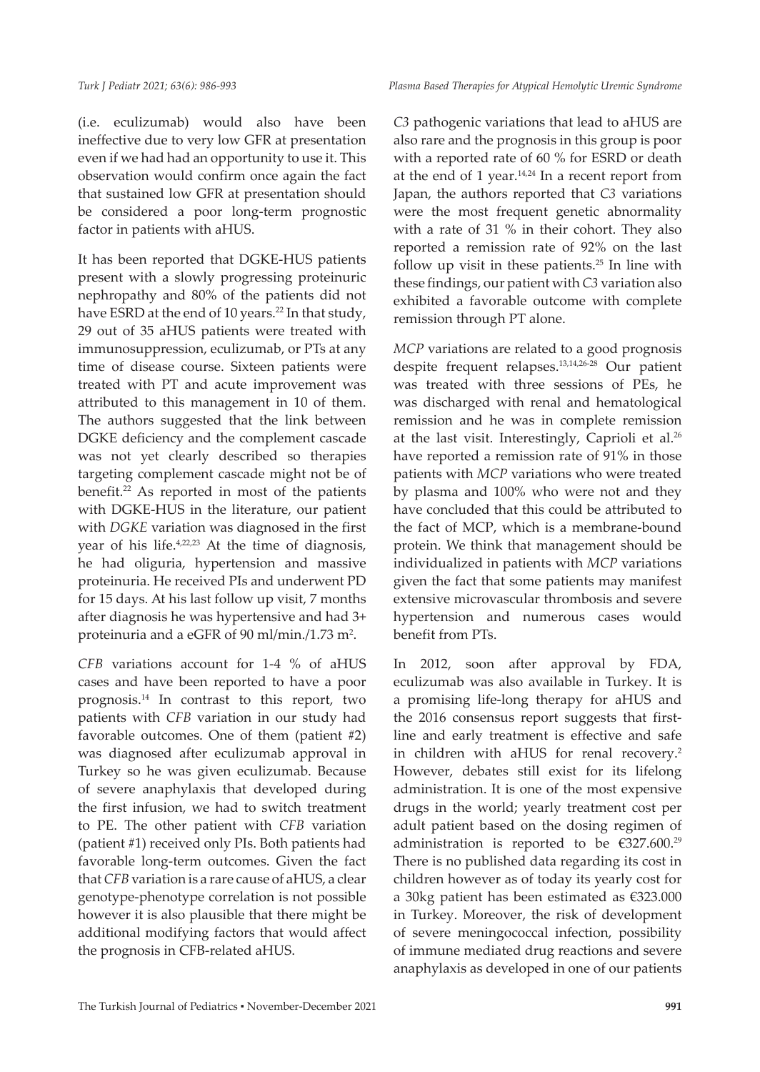(i.e. eculizumab) would also have been ineffective due to very low GFR at presentation even if we had had an opportunity to use it. This observation would confirm once again the fact that sustained low GFR at presentation should be considered a poor long-term prognostic factor in patients with aHUS.

It has been reported that DGKE-HUS patients present with a slowly progressing proteinuric nephropathy and 80% of the patients did not have ESRD at the end of 10 years.[22] In that study, 29 out of 35 aHUS patients were treated with immunosuppression, eculizumab, or PTs at any time of disease course. Sixteen patients were treated with PT and acute improvement was attributed to this management in 10 of them. The authors suggested that the link between DGKE deficiency and the complement cascade was not yet clearly described so therapies targeting complement cascade might not be of benefit.[22] As reported in most of the patients with DGKE-HUS in the literature, our patient with *DGKE* variation was diagnosed in the first year of his life.[4,22,23] At the time of diagnosis, he had oliguria, hypertension and massive proteinuria. He received PIs and underwent PD for 15 days. At his last follow up visit, 7 months after diagnosis he was hypertensive and had 3+ proteinuria and a eGFR of 90 ml/min./1.73 $m^2$.

*CFB* variations account for 1-4 % of aHUS cases and have been reported to have a poor prognosis.[14] In contrast to this report, two patients with *CFB* variation in our study had favorable outcomes. One of them (patient #2) was diagnosed after eculizumab approval in Turkey so he was given eculizumab. Because of severe anaphylaxis that developed during the first infusion, we had to switch treatment to PE. The other patient with *CFB* variation (patient #1) received only PIs. Both patients had favorable long-term outcomes. Given the fact that *CFB* variation is a rare cause of aHUS, a clear genotype-phenotype correlation is not possible however it is also plausible that there might be additional modifying factors that would affect the prognosis in CFB-related aHUS.

*C3* pathogenic variations that lead to aHUS are also rare and the prognosis in this group is poor with a reported rate of 60 % for ESRD or death at the end of 1 year.[14,24] In a recent report from Japan, the authors reported that *C3* variations were the most frequent genetic abnormality with a rate of 31 % in their cohort. They also reported a remission rate of 92% on the last follow up visit in these patients.[25] In line with these findings, our patient with *C3* variation also exhibited a favorable outcome with complete remission through PT alone.

*MCP* variations are related to a good prognosis despite frequent relapses.[13,14,26-28] Our patient was treated with three sessions of PEs, he was discharged with renal and hematological remission and he was in complete remission at the last visit. Interestingly, Caprioli et al.[26] have reported a remission rate of 91% in those patients with *MCP* variations who were treated by plasma and 100% who were not and they have concluded that this could be attributed to the fact of MCP, which is a membrane-bound protein. We think that management should be individualized in patients with *MCP* variations given the fact that some patients may manifest extensive microvascular thrombosis and severe hypertension and numerous cases would benefit from PTs.

In 2012, soon after approval by FDA, eculizumab was also available in Turkey. It is a promising life-long therapy for aHUS and the 2016 consensus report suggests that first-line and early treatment is effective and safe in children with aHUS for renal recovery.[2] However, debates still exist for its lifelong administration. It is one of the most expensive drugs in the world; yearly treatment cost per adult patient based on the dosing regimen of administration is reported to be €327.600.[29] There is no published data regarding its cost in children however as of today its yearly cost for a 30kg patient has been estimated as €323.000 in Turkey. Moreover, the risk of development of severe meningococcal infection, possibility of immune mediated drug reactions and severe anaphylaxis as developed in one of our patients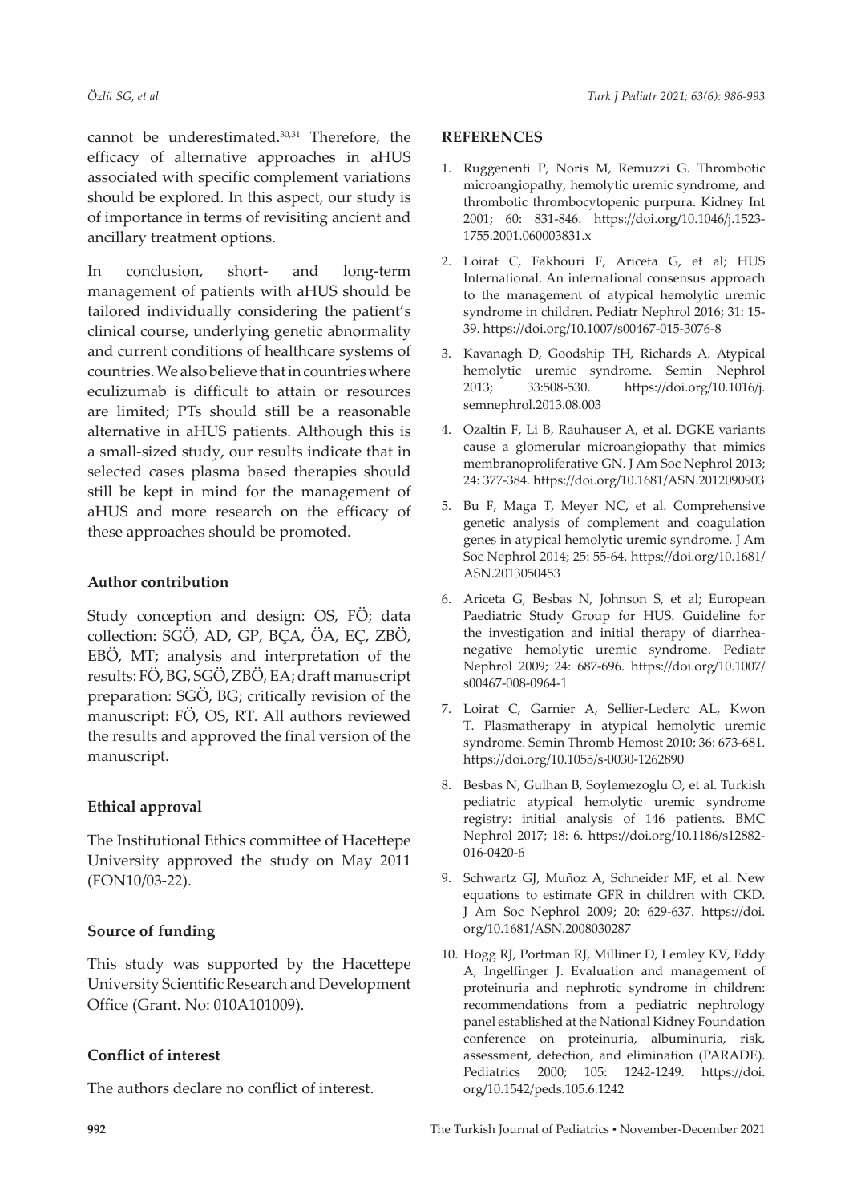cannot be underestimated.[30,31] Therefore, the efficacy of alternative approaches in aHUS associated with specific complement variations should be explored. In this aspect, our study is of importance in terms of revisiting ancient and ancillary treatment options.

In conclusion, short- and long-term management of patients with aHUS should be tailored individually considering the patient's clinical course, underlying genetic abnormality and current conditions of healthcare systems of countries. We also believe that in countries where eculizumab is difficult to attain or resources are limited; PTs should still be a reasonable alternative in aHUS patients. Although this is a small-sized study, our results indicate that in selected cases plasma based therapies should still be kept in mind for the management of aHUS and more research on the efficacy of these approaches should be promoted.

## Author contribution

Study conception and design: OS, FÖ; data collection: SGÖ, AD, GP, BÇA, ÖA, EÇ, ZBÖ, EBÖ, MT; analysis and interpretation of the results: FÖ, BG, SGÖ, ZBÖ, EA; draft manuscript preparation: SGÖ, BG; critically revision of the manuscript: FÖ, OS, RT. All authors reviewed the results and approved the final version of the manuscript.

## Ethical approval

The Institutional Ethics committee of Hacettepe University approved the study on May 2011 (FON10/03-22).

## Source of funding

This study was supported by the Hacettepe University Scientific Research and Development Office (Grant. No: 010A101009).

## Conflict of interest

The authors declare no conflict of interest.

## REFERENCES

1. Ruggenenti P, Noris M, Remuzzi G. Thrombotic microangiopathy, hemolytic uremic syndrome, and thrombotic thrombocytopenic purpura. Kidney Int 2001; 60: 831-846. https://doi.org/10.1046/j.1523-1755.2001.060003831.x
2. Loirat C, Fakhouri F, Ariceta G, et al; HUS International. An international consensus approach to the management of atypical hemolytic uremic syndrome in children. Pediatr Nephrol 2016; 31: 15-39. https://doi.org/10.1007/s00467-015-3076-8
3. Kavanagh D, Goodship TH, Richards A. Atypical hemolytic uremic syndrome. Semin Nephrol 2013; 33:508-530. https://doi.org/10.1016/j.semnephrol.2013.08.003
4. Ozaltin F, Li B, Rauhauser A, et al. DGKE variants cause a glomerular microangiopathy that mimics membranoproliferative GN. J Am Soc Nephrol 2013; 24: 377-384. https://doi.org/10.1681/ASN.2012090903
5. Bu F, Maga T, Meyer NC, et al. Comprehensive genetic analysis of complement and coagulation genes in atypical hemolytic uremic syndrome. J Am Soc Nephrol 2014; 25: 55-64. https://doi.org/10.1681/ASN.2013050453
6. Ariceta G, Besbas N, Johnson S, et al; European Paediatric Study Group for HUS. Guideline for the investigation and initial therapy of diarrhea-negative hemolytic uremic syndrome. Pediatr Nephrol 2009; 24: 687-696. https://doi.org/10.1007/s00467-008-0964-1
7. Loirat C, Garnier A, Sellier-Leclerc AL, Kwon T. Plasmatherapy in atypical hemolytic uremic syndrome. Semin Thromb Hemost 2010; 36: 673-681. https://doi.org/10.1055/s-0030-1262890
8. Besbas N, Gulhan B, Soylemezoglu O, et al. Turkish pediatric atypical hemolytic uremic syndrome registry: initial analysis of 146 patients. BMC Nephrol 2017; 18: 6. https://doi.org/10.1186/s12882-016-0420-6
9. Schwartz GJ, Muñoz A, Schneider MF, et al. New equations to estimate GFR in children with CKD. J Am Soc Nephrol 2009; 20: 629-637. https://doi.org/10.1681/ASN.2008030287
10. Hogg RJ, Portman RJ, Milliner D, Lemley KV, Eddy A, Ingelfinger J. Evaluation and management of proteinuria and nephrotic syndrome in children: recommendations from a pediatric nephrology panel established at the National Kidney Foundation conference on proteinuria, albuminuria, risk, assessment, detection, and elimination (PARADE). Pediatrics 2000; 105: 1242-1249. https://doi.org/10.1542/peds.105.6.1242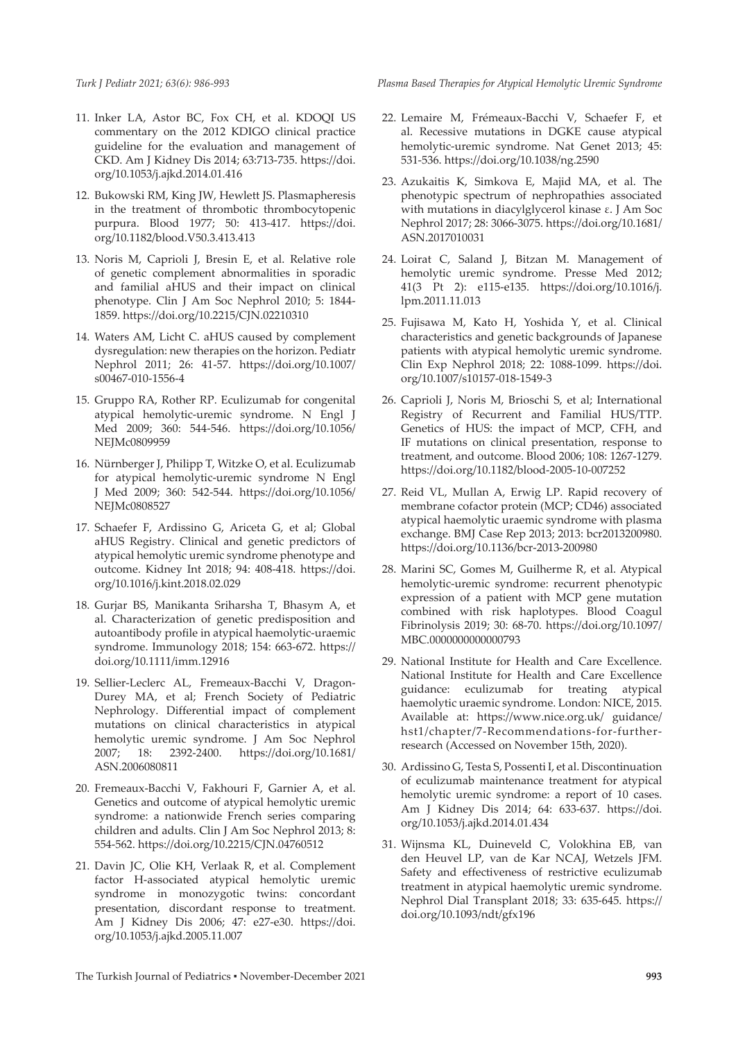11. Inker LA, Astor BC, Fox CH, et al. KDOQI US commentary on the 2012 KDIGO clinical practice guideline for the evaluation and management of CKD. Am J Kidney Dis 2014; 63:713-735. https://doi.org/10.1053/j.ajkd.2014.01.416

12. Bukowski RM, King JW, Hewlett JS. Plasmapheresis in the treatment of thrombotic thrombocytopenic purpura. Blood 1977; 50: 413-417. https://doi.org/10.1182/blood.V50.3.413.413

13. Noris M, Caprioli J, Bresin E, et al. Relative role of genetic complement abnormalities in sporadic and familial aHUS and their impact on clinical phenotype. Clin J Am Soc Nephrol 2010; 5: 1844-1859. https://doi.org/10.2215/CJN.02210310

14. Waters AM, Licht C. aHUS caused by complement dysregulation: new therapies on the horizon. Pediatr Nephrol 2011; 26: 41-57. https://doi.org/10.1007/s00467-010-1556-4

15. Gruppo RA, Rother RP. Eculizumab for congenital atypical hemolytic-uremic syndrome. N Engl J Med 2009; 360: 544-546. https://doi.org/10.1056/NEJMc0809959

16. Nürnberger J, Philipp T, Witzke O, et al. Eculizumab for atypical hemolytic-uremic syndrome N Engl J Med 2009; 360: 542-544. https://doi.org/10.1056/NEJMc0808527

17. Schaefer F, Ardissino G, Ariceta G, et al; Global aHUS Registry. Clinical and genetic predictors of atypical hemolytic uremic syndrome phenotype and outcome. Kidney Int 2018; 94: 408-418. https://doi.org/10.1016/j.kint.2018.02.029

18. Gurjar BS, Manikanta Sriharsha T, Bhasym A, et al. Characterization of genetic predisposition and autoantibody profile in atypical haemolytic-uraemic syndrome. Immunology 2018; 154: 663-672. https://doi.org/10.1111/imm.12916

19. Sellier-Leclerc AL, Fremeaux-Bacchi V, Dragon-Durey MA, et al; French Society of Pediatric Nephrology. Differential impact of complement mutations on clinical characteristics in atypical hemolytic uremic syndrome. J Am Soc Nephrol 2007; 18: 2392-2400. https://doi.org/10.1681/ASN.2006080811

20. Fremeaux-Bacchi V, Fakhouri F, Garnier A, et al. Genetics and outcome of atypical hemolytic uremic syndrome: a nationwide French series comparing children and adults. Clin J Am Soc Nephrol 2013; 8: 554-562. https://doi.org/10.2215/CJN.04760512

21. Davin JC, Olie KH, Verlaak R, et al. Complement factor H-associated atypical hemolytic uremic syndrome in monozygotic twins: concordant presentation, discordant response to treatment. Am J Kidney Dis 2006; 47: e27-e30. https://doi.org/10.1053/j.ajkd.2005.11.007

22. Lemaire M, Frémeaux-Bacchi V, Schaefer F, et al. Recessive mutations in DGKE cause atypical hemolytic-uremic syndrome. Nat Genet 2013; 45: 531-536. https://doi.org/10.1038/ng.2590

23. Azukaitis K, Simkova E, Majid MA, et al. The phenotypic spectrum of nephropathies associated with mutations in diacylglycerol kinase ε. J Am Soc Nephrol 2017; 28: 3066-3075. https://doi.org/10.1681/ASN.2017010031

24. Loirat C, Saland J, Bitzan M. Management of hemolytic uremic syndrome. Presse Med 2012; 41(3 Pt 2): e115-e135. https://doi.org/10.1016/j.lpm.2011.11.013

25. Fujisawa M, Kato H, Yoshida Y, et al. Clinical characteristics and genetic backgrounds of Japanese patients with atypical hemolytic uremic syndrome. Clin Exp Nephrol 2018; 22: 1088-1099. https://doi.org/10.1007/s10157-018-1549-3

26. Caprioli J, Noris M, Brioschi S, et al; International Registry of Recurrent and Familial HUS/TTP. Genetics of HUS: the impact of MCP, CFH, and IF mutations on clinical presentation, response to treatment, and outcome. Blood 2006; 108: 1267-1279. https://doi.org/10.1182/blood-2005-10-007252

27. Reid VL, Mullan A, Erwig LP. Rapid recovery of membrane cofactor protein (MCP; CD46) associated atypical haemolytic uraemic syndrome with plasma exchange. BMJ Case Rep 2013; 2013: bcr2013200980. https://doi.org/10.1136/bcr-2013-200980

28. Marini SC, Gomes M, Guilherme R, et al. Atypical hemolytic-uremic syndrome: recurrent phenotypic expression of a patient with MCP gene mutation combined with risk haplotypes. Blood Coagul Fibrinolysis 2019; 30: 68-70. https://doi.org/10.1097/MBC.0000000000000793

29. National Institute for Health and Care Excellence. National Institute for Health and Care Excellence guidance: eculizumab for treating atypical haemolytic uraemic syndrome. London: NICE, 2015. Available at: https://www.nice.org.uk/ guidance/hst1/chapter/7-Recommendations-for-further-research (Accessed on November 15th, 2020).

30. Ardissino G, Testa S, Possenti I, et al. Discontinuation of eculizumab maintenance treatment for atypical hemolytic uremic syndrome: a report of 10 cases. Am J Kidney Dis 2014; 64: 633-637. https://doi.org/10.1053/j.ajkd.2014.01.434

31. Wijnsma KL, Duineveld C, Volokhina EB, van den Heuvel LP, van de Kar NCAJ, Wetzels JFM. Safety and effectiveness of restrictive eculizumab treatment in atypical haemolytic uraemic syndrome. Nephrol Dial Transplant 2018; 33: 635-645. https://doi.org/10.1093/ndt/gfx196